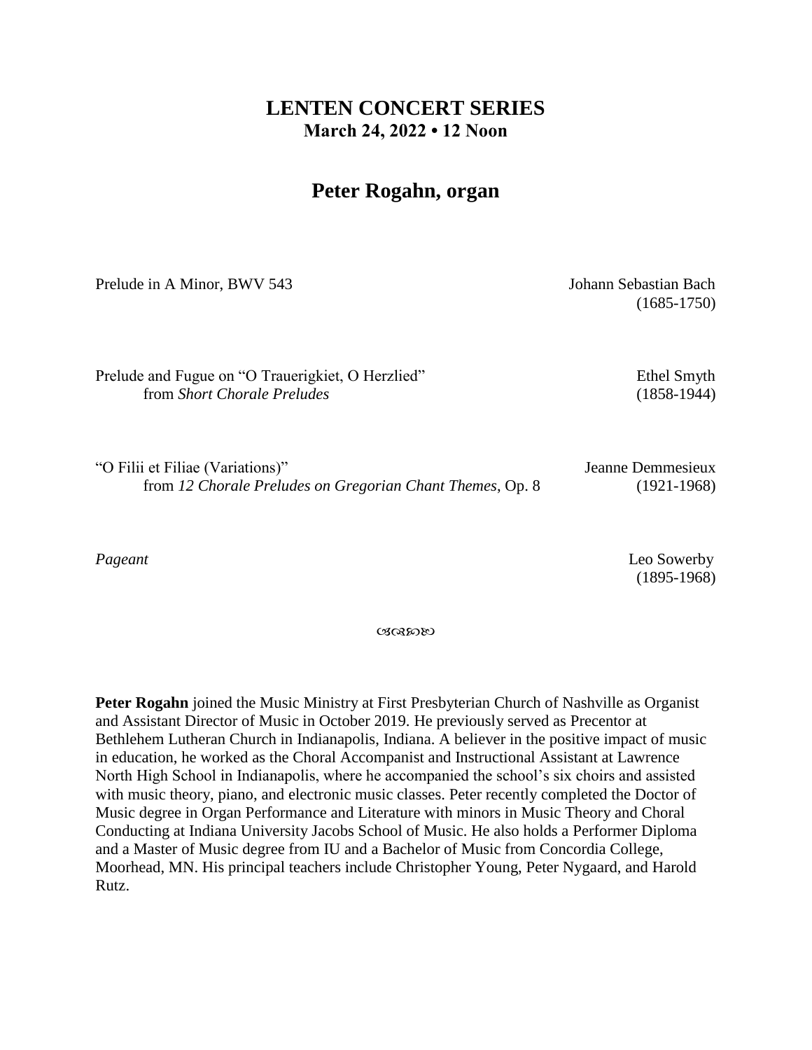# LENTEN CONCERT SERIES

**March 24, 2022 • 12 Noon**

## Peter Rogahn, organ

Prelude in A Minor, BWV 543 — Johann Sebastian Bach (1685-1750)

Prelude and Fugue on "O Trauerigkiet, O Herzlied" from *Short Chorale Preludes* — Ethel Smyth (1858-1944)

"O Filii et Filiae (Variations)" from *12 Chorale Preludes on Gregorian Chant Themes*, Op. 8 — Jeanne Demmesieux (1921-1968)

*Pageant* — Leo Sowerby (1895-1968)

---

**Peter Rogahn** joined the Music Ministry at First Presbyterian Church of Nashville as Organist and Assistant Director of Music in October 2019. He previously served as Precentor at Bethlehem Lutheran Church in Indianapolis, Indiana. A believer in the positive impact of music in education, he worked as the Choral Accompanist and Instructional Assistant at Lawrence North High School in Indianapolis, where he accompanied the school's six choirs and assisted with music theory, piano, and electronic music classes. Peter recently completed the Doctor of Music degree in Organ Performance and Literature with minors in Music Theory and Choral Conducting at Indiana University Jacobs School of Music. He also holds a Performer Diploma and a Master of Music degree from IU and a Bachelor of Music from Concordia College, Moorhead, MN. His principal teachers include Christopher Young, Peter Nygaard, and Harold Rutz.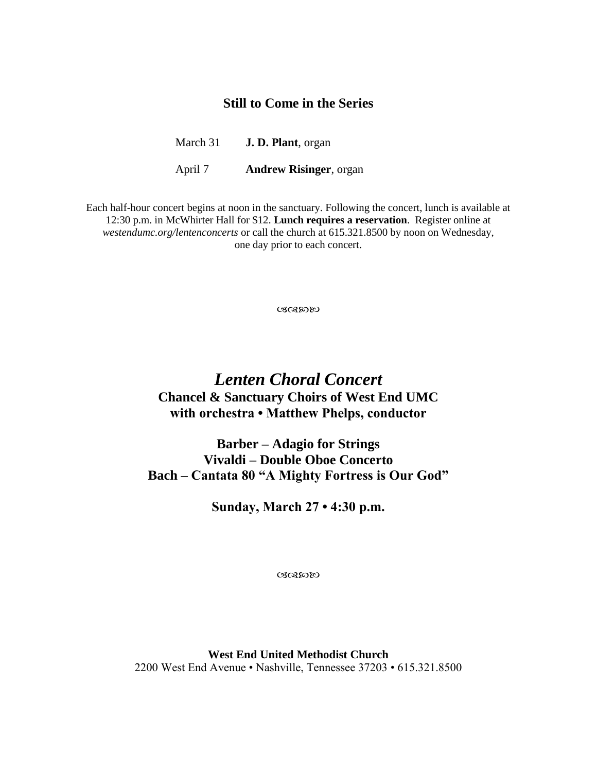## Still to Come in the Series

| | |
|---|---|
| March 31 | **J. D. Plant**, organ |
| April 7 | **Andrew Risinger**, organ |

Each half-hour concert begins at noon in the sanctuary. Following the concert, lunch is available at 12:30 p.m. in McWhirter Hall for $12. **Lunch requires a reservation**. Register online at *westendumc.org/lentenconcerts* or call the church at 615.321.8500 by noon on Wednesday, one day prior to each concert.

ଓଔ

# *Lenten Choral Concert*

**Chancel & Sanctuary Choirs of West End UMC**
**with orchestra • Matthew Phelps, conductor**

**Barber – Adagio for Strings**
**Vivaldi – Double Oboe Concerto**
**Bach – Cantata 80 "A Mighty Fortress is Our God"**

**Sunday, March 27 • 4:30 p.m.**

ଓଔ

**West End United Methodist Church**
2200 West End Avenue • Nashville, Tennessee 37203 • 615.321.8500